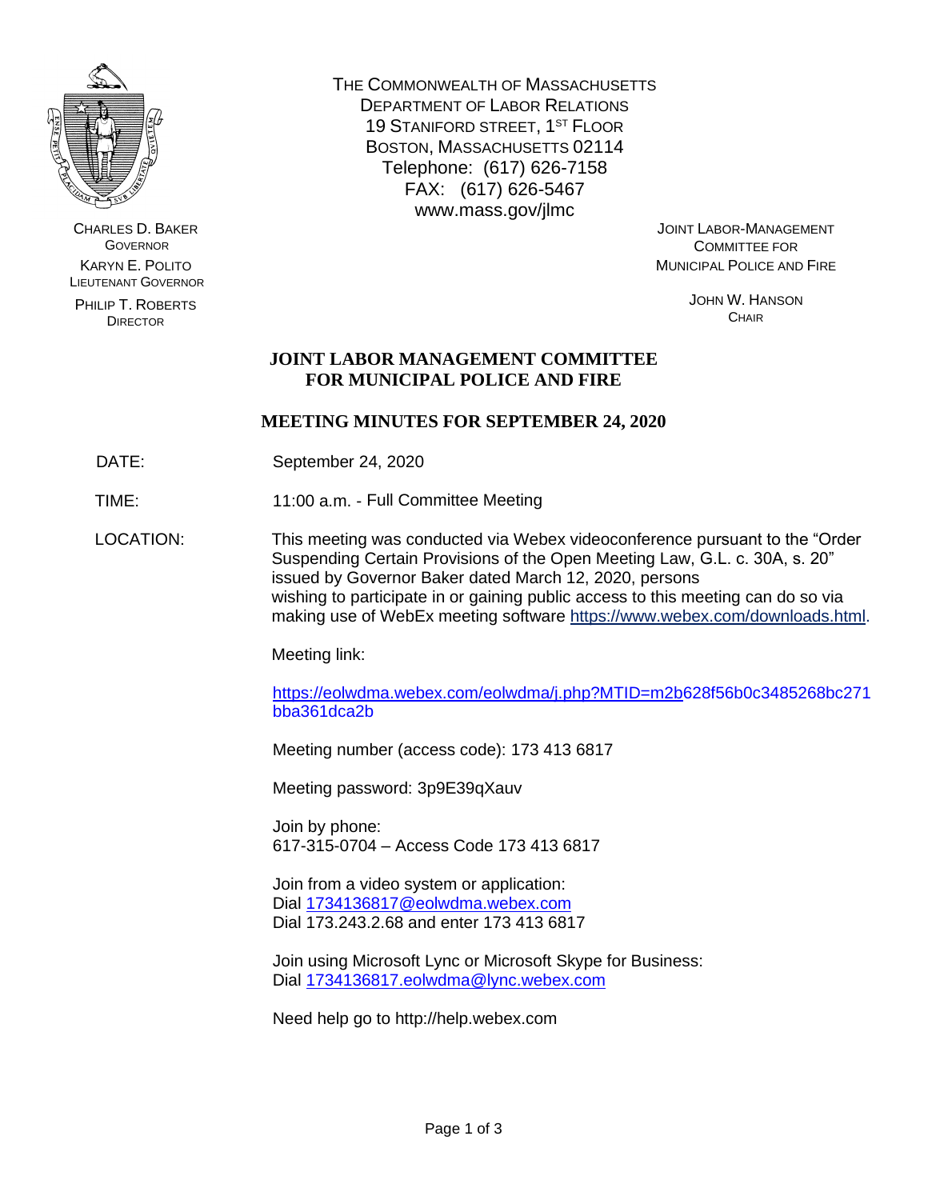CHARLES D. BAKER
GOVERNOR

KARYN E. POLITO
LIEUTENANT GOVERNOR

PHILIP T. ROBERTS
DIRECTOR

THE COMMONWEALTH OF MASSACHUSETTS
DEPARTMENT OF LABOR RELATIONS
19 STANIFORD STREET, 1ST FLOOR
BOSTON, MASSACHUSETTS 02114
Telephone: (617) 626-7158
FAX: (617) 626-5467
www.mass.gov/jlmc

JOINT LABOR-MANAGEMENT
COMMITTEE FOR
MUNICIPAL POLICE AND FIRE

JOHN W. HANSON
CHAIR

# JOINT LABOR MANAGEMENT COMMITTEE FOR MUNICIPAL POLICE AND FIRE

## MEETING MINUTES FOR SEPTEMBER 24, 2020

DATE: September 24, 2020

TIME: 11:00 a.m. - Full Committee Meeting

LOCATION: This meeting was conducted via Webex videoconference pursuant to the "Order Suspending Certain Provisions of the Open Meeting Law, G.L. c. 30A, s. 20" issued by Governor Baker dated March 12, 2020, persons wishing to participate in or gaining public access to this meeting can do so via making use of WebEx meeting software https://www.webex.com/downloads.html.

Meeting link:

https://eolwdma.webex.com/eolwdma/j.php?MTID=m2b628f56b0c3485268bc271bba361dca2b

Meeting number (access code): 173 413 6817

Meeting password: 3p9E39qXauv

Join by phone:
617-315-0704 – Access Code 173 413 6817

Join from a video system or application:
Dial 1734136817@eolwdma.webex.com
Dial 173.243.2.68 and enter 173 413 6817

Join using Microsoft Lync or Microsoft Skype for Business:
Dial 1734136817.eolwdma@lync.webex.com

Need help go to http://help.webex.com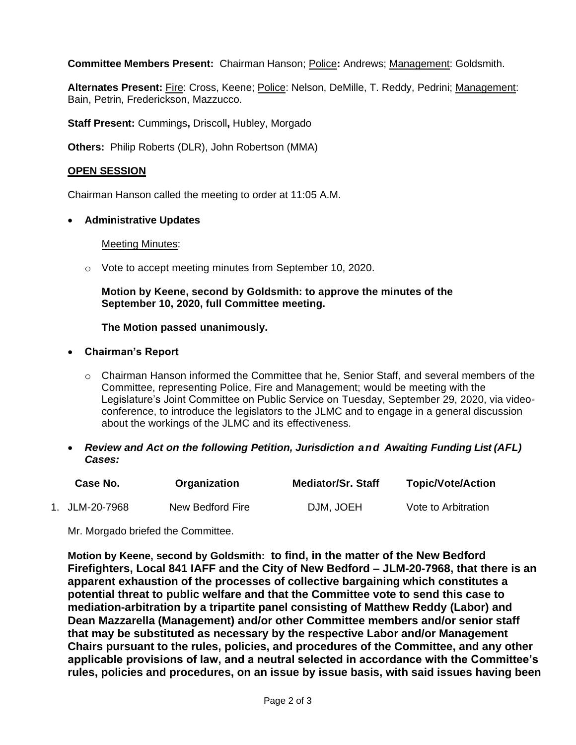**Committee Members Present:** Chairman Hanson; <u>Police</u>**:** Andrews; <u>Management</u>: Goldsmith.

**Alternates Present:** <u>Fire</u>: Cross, Keene; <u>Police</u>: Nelson, DeMille, T. Reddy, Pedrini; <u>Management</u>: Bain, Petrin, Frederickson, Mazzucco.

**Staff Present:** Cummings**,** Driscoll**,** Hubley, Morgado

**Others:** Philip Roberts (DLR), John Robertson (MMA)

**<u>OPEN SESSION</u>**

Chairman Hanson called the meeting to order at 11:05 A.M.

- **Administrative Updates**

  <u>Meeting Minutes</u>:

  - Vote to accept meeting minutes from September 10, 2020.

    **Motion by Keene, second by Goldsmith: to approve the minutes of the September 10, 2020, full Committee meeting.**

    **The Motion passed unanimously.**

- **Chairman's Report**

  - Chairman Hanson informed the Committee that he, Senior Staff, and several members of the Committee, representing Police, Fire and Management; would be meeting with the Legislature's Joint Committee on Public Service on Tuesday, September 29, 2020, via video-conference, to introduce the legislators to the JLMC and to engage in a general discussion about the workings of the JLMC and its effectiveness.

- ***Review and Act on the following Petition, Jurisdiction and Awaiting Funding List (AFL) Cases:***

| | Case No. | Organization | Mediator/Sr. Staff | Topic/Vote/Action |
|---|---|---|---|---|
| 1. | JLM-20-7968 | New Bedford Fire | DJM, JOEH | Vote to Arbitration |

Mr. Morgado briefed the Committee.

**Motion by Keene, second by Goldsmith: to find, in the matter of the New Bedford Firefighters, Local 841 IAFF and the City of New Bedford – JLM-20-7968, that there is an apparent exhaustion of the processes of collective bargaining which constitutes a potential threat to public welfare and that the Committee vote to send this case to mediation-arbitration by a tripartite panel consisting of Matthew Reddy (Labor) and Dean Mazzarella (Management) and/or other Committee members and/or senior staff that may be substituted as necessary by the respective Labor and/or Management Chairs pursuant to the rules, policies, and procedures of the Committee, and any other applicable provisions of law, and a neutral selected in accordance with the Committee's rules, policies and procedures, on an issue by issue basis, with said issues having been**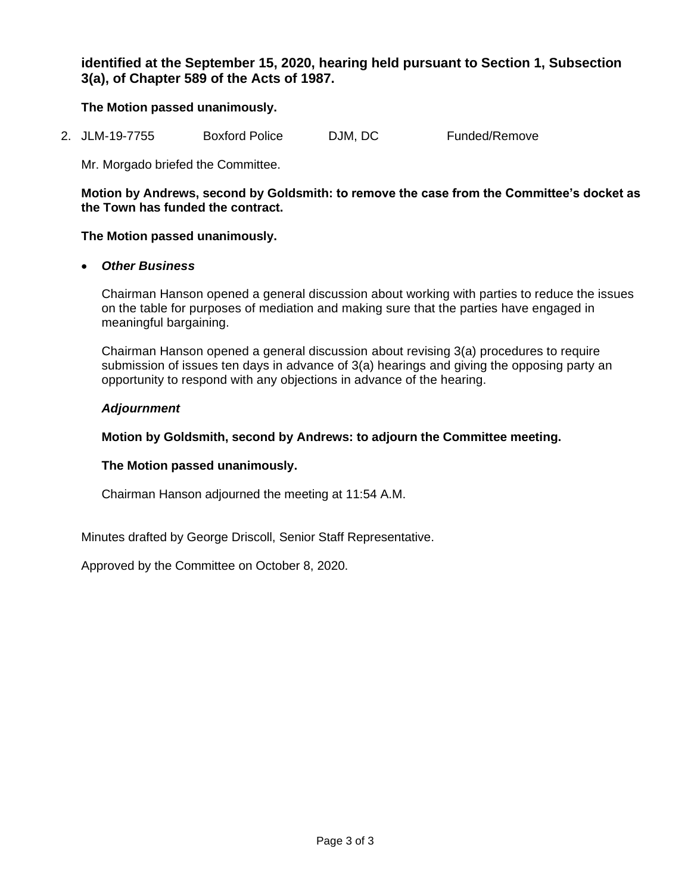**identified at the September 15, 2020, hearing held pursuant to Section 1, Subsection 3(a), of Chapter 589 of the Acts of 1987.**

**The Motion passed unanimously.**

2. JLM-19-7755 Boxford Police DJM, DC Funded/Remove

   Mr. Morgado briefed the Committee.

   **Motion by Andrews, second by Goldsmith: to remove the case from the Committee's docket as the Town has funded the contract.**

   **The Motion passed unanimously.**

- ***Other Business***

  Chairman Hanson opened a general discussion about working with parties to reduce the issues on the table for purposes of mediation and making sure that the parties have engaged in meaningful bargaining.

  Chairman Hanson opened a general discussion about revising 3(a) procedures to require submission of issues ten days in advance of 3(a) hearings and giving the opposing party an opportunity to respond with any objections in advance of the hearing.

  ***Adjournment***

  **Motion by Goldsmith, second by Andrews: to adjourn the Committee meeting.**

  **The Motion passed unanimously.**

  Chairman Hanson adjourned the meeting at 11:54 A.M.

Minutes drafted by George Driscoll, Senior Staff Representative.

Approved by the Committee on October 8, 2020.